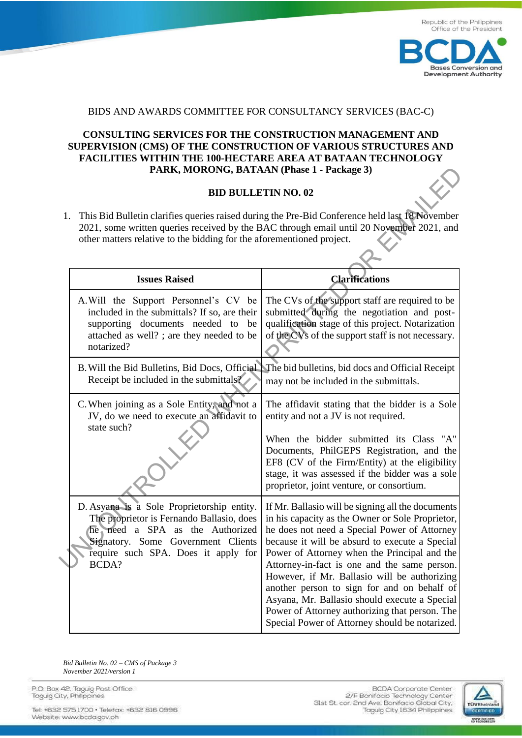BIDS AND AWARDS COMMITTEE FOR CONSULTANCY SERVICES (BAC-C)

## CONSULTING SERVICES FOR THE CONSTRUCTION MANAGEMENT AND SUPERVISION (CMS) OF THE CONSTRUCTION OF VARIOUS STRUCTURES AND FACILITIES WITHIN THE 100-HECTARE AREA AT BATAAN TECHNOLOGY PARK, MORONG, BATAAN (Phase 1 - Package 3)

## BID BULLETIN NO. 02

1. This Bid Bulletin clarifies queries raised during the Pre-Bid Conference held last 18 November 2021, some written queries received by the BAC through email until 20 November 2021, and other matters relative to the bidding for the aforementioned project.

| Issues Raised | Clarifications |
|---|---|
| A. Will the Support Personnel's CV be included in the submittals? If so, are their supporting documents needed to be attached as well? ; are they needed to be notarized? | The CVs of the support staff are required to be submitted during the negotiation and post-qualification stage of this project. Notarization of the CVs of the support staff is not necessary. |
| B. Will the Bid Bulletins, Bid Docs, Official Receipt be included in the submittals? | The bid bulletins, bid docs and Official Receipt may not be included in the submittals. |
| C. When joining as a Sole Entity, and not a JV, do we need to execute an affidavit to state such? | The affidavit stating that the bidder is a Sole entity and not a JV is not required.<br><br>When the bidder submitted its Class "A" Documents, PhilGEPS Registration, and the EF8 (CV of the Firm/Entity) at the eligibility stage, it was assessed if the bidder was a sole proprietor, joint venture, or consortium. |
| D. Asyana is a Sole Proprietorship entity. The proprietor is Fernando Ballasio, does he need a SPA as the Authorized Signatory. Some Government Clients require such SPA. Does it apply for BCDA? | If Mr. Ballasio will be signing all the documents in his capacity as the Owner or Sole Proprietor, he does not need a Special Power of Attorney because it will be absurd to execute a Special Power of Attorney when the Principal and the Attorney-in-fact is one and the same person. However, if Mr. Ballasio will be authorizing another person to sign for and on behalf of Asyana, Mr. Ballasio should execute a Special Power of Attorney authorizing that person. The Special Power of Attorney should be notarized. |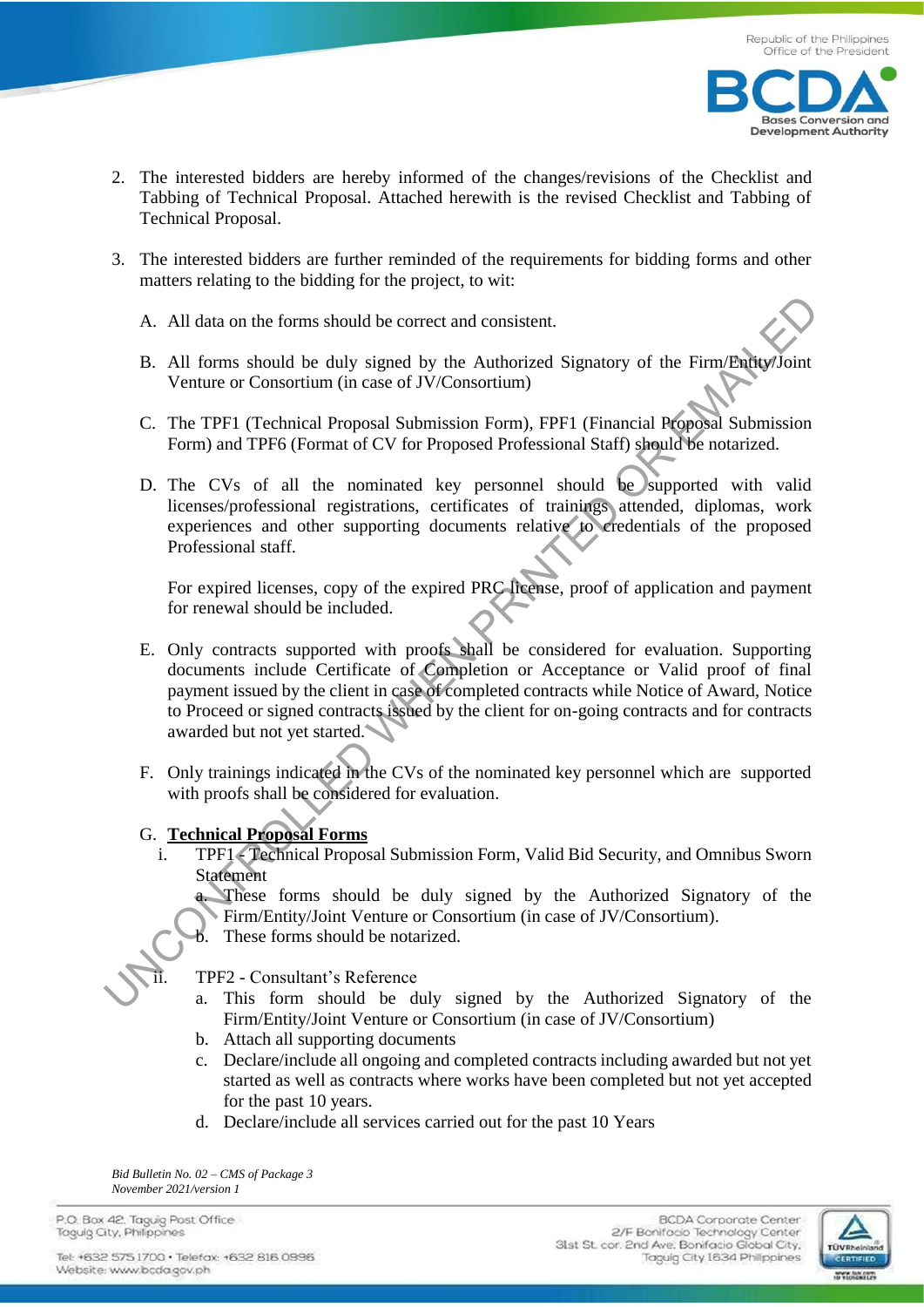2. The interested bidders are hereby informed of the changes/revisions of the Checklist and Tabbing of Technical Proposal. Attached herewith is the revised Checklist and Tabbing of Technical Proposal.

3. The interested bidders are further reminded of the requirements for bidding forms and other matters relating to the bidding for the project, to wit:

   A. All data on the forms should be correct and consistent.

   B. All forms should be duly signed by the Authorized Signatory of the Firm/Entity/Joint Venture or Consortium (in case of JV/Consortium)

   C. The TPF1 (Technical Proposal Submission Form), FPF1 (Financial Proposal Submission Form) and TPF6 (Format of CV for Proposed Professional Staff) should be notarized.

   D. The CVs of all the nominated key personnel should be supported with valid licenses/professional registrations, certificates of trainings attended, diplomas, work experiences and other supporting documents relative to credentials of the proposed Professional staff.

      For expired licenses, copy of the expired PRC license, proof of application and payment for renewal should be included.

   E. Only contracts supported with proofs shall be considered for evaluation. Supporting documents include Certificate of Completion or Acceptance or Valid proof of final payment issued by the client in case of completed contracts while Notice of Award, Notice to Proceed or signed contracts issued by the client for on-going contracts and for contracts awarded but not yet started.

   F. Only trainings indicated in the CVs of the nominated key personnel which are supported with proofs shall be considered for evaluation.

   G. **<u>Technical Proposal Forms</u>**

      i. TPF1 - Technical Proposal Submission Form, Valid Bid Security, and Omnibus Sworn Statement
         a. These forms should be duly signed by the Authorized Signatory of the Firm/Entity/Joint Venture or Consortium (in case of JV/Consortium).
         b. These forms should be notarized.

      ii. TPF2 - Consultant's Reference
         a. This form should be duly signed by the Authorized Signatory of the Firm/Entity/Joint Venture or Consortium (in case of JV/Consortium)
         b. Attach all supporting documents
         c. Declare/include all ongoing and completed contracts including awarded but not yet started as well as contracts where works have been completed but not yet accepted for the past 10 years.
         d. Declare/include all services carried out for the past 10 Years

*Bid Bulletin No. 02 – CMS of Package 3*
*November 2021/version 1*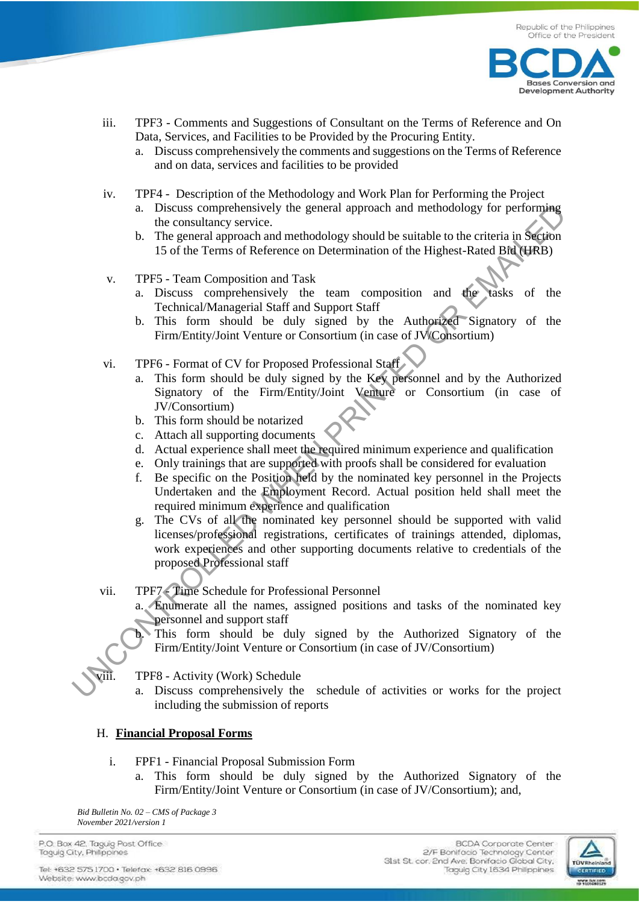iii. TPF3 - Comments and Suggestions of Consultant on the Terms of Reference and On Data, Services, and Facilities to be Provided by the Procuring Entity.

   a. Discuss comprehensively the comments and suggestions on the Terms of Reference and on data, services and facilities to be provided

iv. TPF4 - Description of the Methodology and Work Plan for Performing the Project

   a. Discuss comprehensively the general approach and methodology for performing the consultancy service.
   b. The general approach and methodology should be suitable to the criteria in Section 15 of the Terms of Reference on Determination of the Highest-Rated Bid (HRB)

v. TPF5 - Team Composition and Task

   a. Discuss comprehensively the team composition and the tasks of the Technical/Managerial Staff and Support Staff
   b. This form should be duly signed by the Authorized Signatory of the Firm/Entity/Joint Venture or Consortium (in case of JV/Consortium)

vi. TPF6 - Format of CV for Proposed Professional Staff

   a. This form should be duly signed by the Key personnel and by the Authorized Signatory of the Firm/Entity/Joint Venture or Consortium (in case of JV/Consortium)
   b. This form should be notarized
   c. Attach all supporting documents
   d. Actual experience shall meet the required minimum experience and qualification
   e. Only trainings that are supported with proofs shall be considered for evaluation
   f. Be specific on the Position held by the nominated key personnel in the Projects Undertaken and the Employment Record. Actual position held shall meet the required minimum experience and qualification
   g. The CVs of all the nominated key personnel should be supported with valid licenses/professional registrations, certificates of trainings attended, diplomas, work experiences and other supporting documents relative to credentials of the proposed Professional staff

vii. TPF7 - Time Schedule for Professional Personnel

   a. Enumerate all the names, assigned positions and tasks of the nominated key personnel and support staff
   b. This form should be duly signed by the Authorized Signatory of the Firm/Entity/Joint Venture or Consortium (in case of JV/Consortium)

viii. TPF8 - Activity (Work) Schedule

   a. Discuss comprehensively the schedule of activities or works for the project including the submission of reports

H. **<u>Financial Proposal Forms</u>**

i. FPF1 - Financial Proposal Submission Form

   a. This form should be duly signed by the Authorized Signatory of the Firm/Entity/Joint Venture or Consortium (in case of JV/Consortium); and,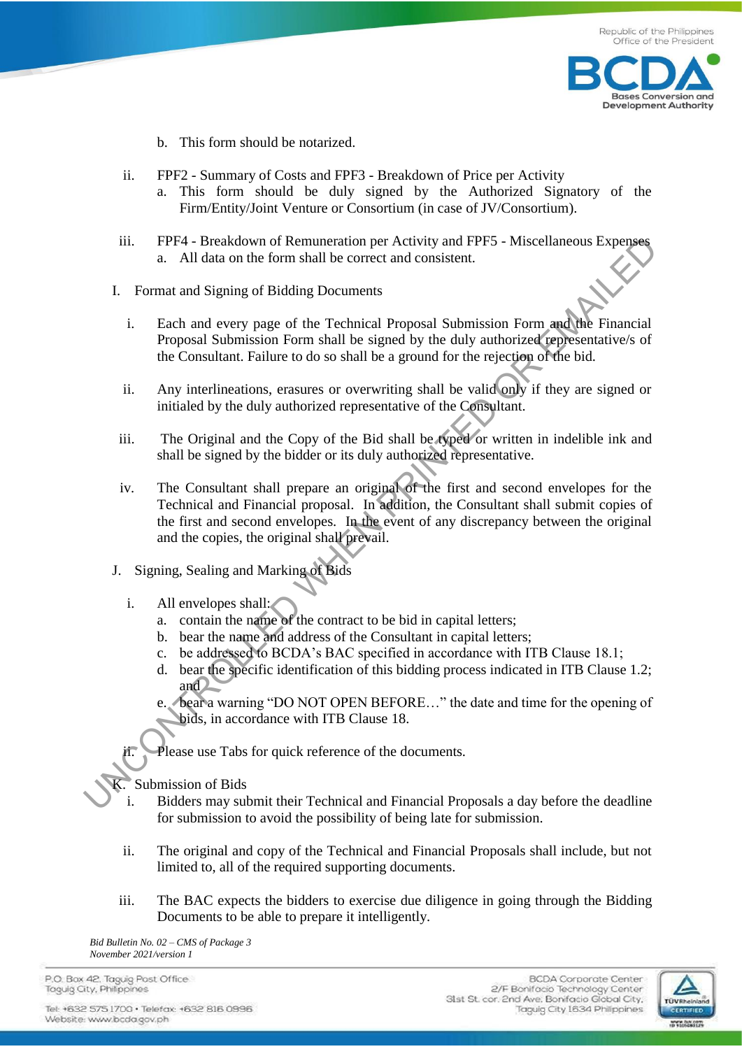b. This form should be notarized.

ii. FPF2 - Summary of Costs and FPF3 - Breakdown of Price per Activity
   a. This form should be duly signed by the Authorized Signatory of the Firm/Entity/Joint Venture or Consortium (in case of JV/Consortium).

iii. FPF4 - Breakdown of Remuneration per Activity and FPF5 - Miscellaneous Expenses
   a. All data on the form shall be correct and consistent.

I. Format and Signing of Bidding Documents

   i. Each and every page of the Technical Proposal Submission Form and the Financial Proposal Submission Form shall be signed by the duly authorized representative/s of the Consultant. Failure to do so shall be a ground for the rejection of the bid.

   ii. Any interlineations, erasures or overwriting shall be valid only if they are signed or initialed by the duly authorized representative of the Consultant.

   iii. The Original and the Copy of the Bid shall be typed or written in indelible ink and shall be signed by the bidder or its duly authorized representative.

   iv. The Consultant shall prepare an original of the first and second envelopes for the Technical and Financial proposal. In addition, the Consultant shall submit copies of the first and second envelopes. In the event of any discrepancy between the original and the copies, the original shall prevail.

J. Signing, Sealing and Marking of Bids

   i. All envelopes shall:
      a. contain the name of the contract to be bid in capital letters;
      b. bear the name and address of the Consultant in capital letters;
      c. be addressed to BCDA's BAC specified in accordance with ITB Clause 18.1;
      d. bear the specific identification of this bidding process indicated in ITB Clause 1.2; and
      e. bear a warning "DO NOT OPEN BEFORE…" the date and time for the opening of bids, in accordance with ITB Clause 18.

   ii. Please use Tabs for quick reference of the documents.

K. Submission of Bids

   i. Bidders may submit their Technical and Financial Proposals a day before the deadline for submission to avoid the possibility of being late for submission.

   ii. The original and copy of the Technical and Financial Proposals shall include, but not limited to, all of the required supporting documents.

   iii. The BAC expects the bidders to exercise due diligence in going through the Bidding Documents to be able to prepare it intelligently.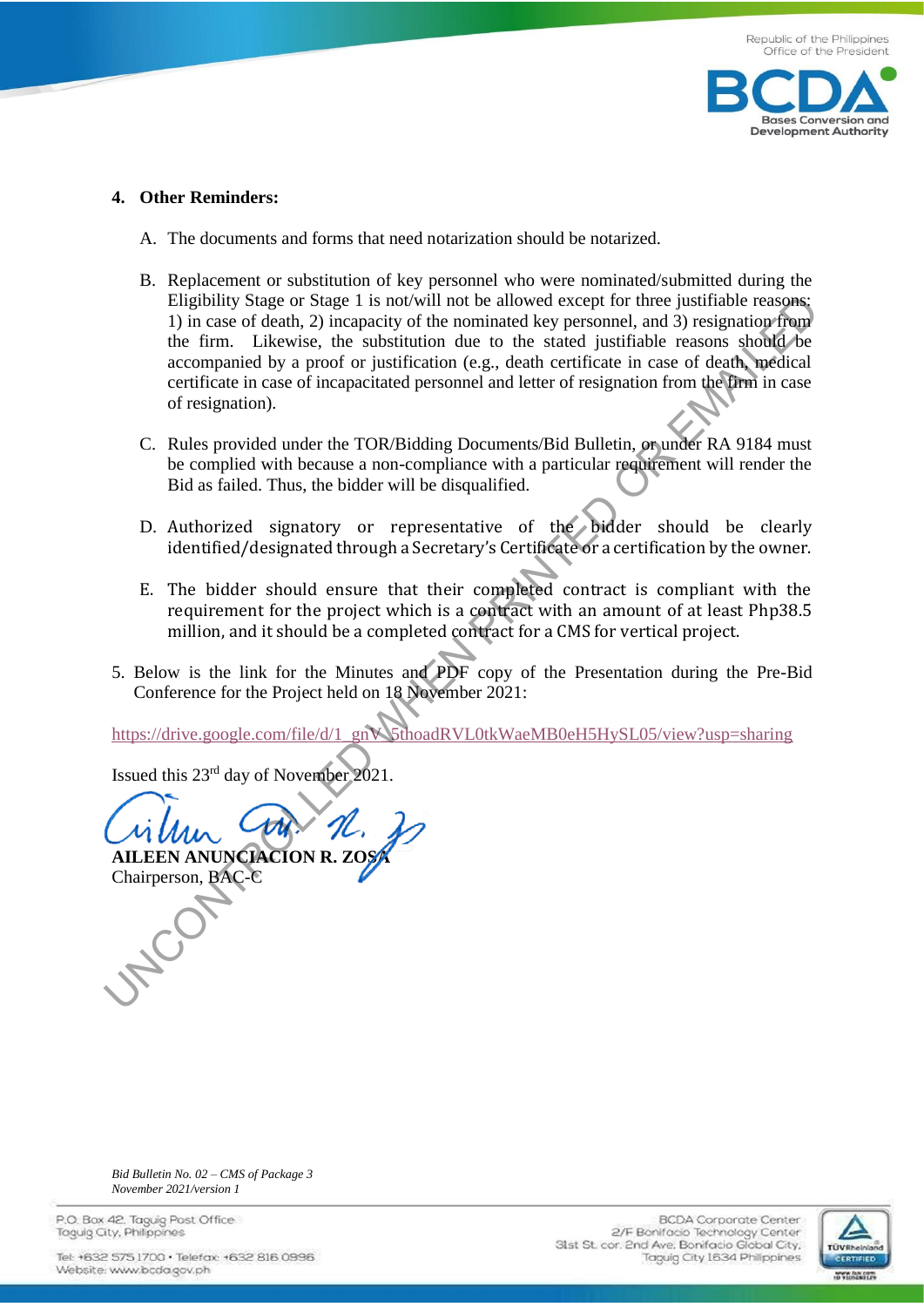**4. Other Reminders:**

A. The documents and forms that need notarization should be notarized.

B. Replacement or substitution of key personnel who were nominated/submitted during the Eligibility Stage or Stage 1 is not/will not be allowed except for three justifiable reasons: 1) in case of death, 2) incapacity of the nominated key personnel, and 3) resignation from the firm. Likewise, the substitution due to the stated justifiable reasons should be accompanied by a proof or justification (e.g., death certificate in case of death, medical certificate in case of incapacitated personnel and letter of resignation from the firm in case of resignation).

C. Rules provided under the TOR/Bidding Documents/Bid Bulletin, or under RA 9184 must be complied with because a non-compliance with a particular requirement will render the Bid as failed. Thus, the bidder will be disqualified.

D. Authorized signatory or representative of the bidder should be clearly identified/designated through a Secretary's Certificate or a certification by the owner.

E. The bidder should ensure that their completed contract is compliant with the requirement for the project which is a contract with an amount of at least Php38.5 million, and it should be a completed contract for a CMS for vertical project.

5. Below is the link for the Minutes and PDF copy of the Presentation during the Pre-Bid Conference for the Project held on 18 November 2021:

https://drive.google.com/file/d/1_gnV5thoadRVL0tkWaeMB0eH5HySL05/view?usp=sharing

Issued this 23rd day of November 2021.

**AILEEN ANUNCIACION R. ZOSA**
Chairperson, BAC-C

*Bid Bulletin No. 02 – CMS of Package 3*
*November 2021/version 1*